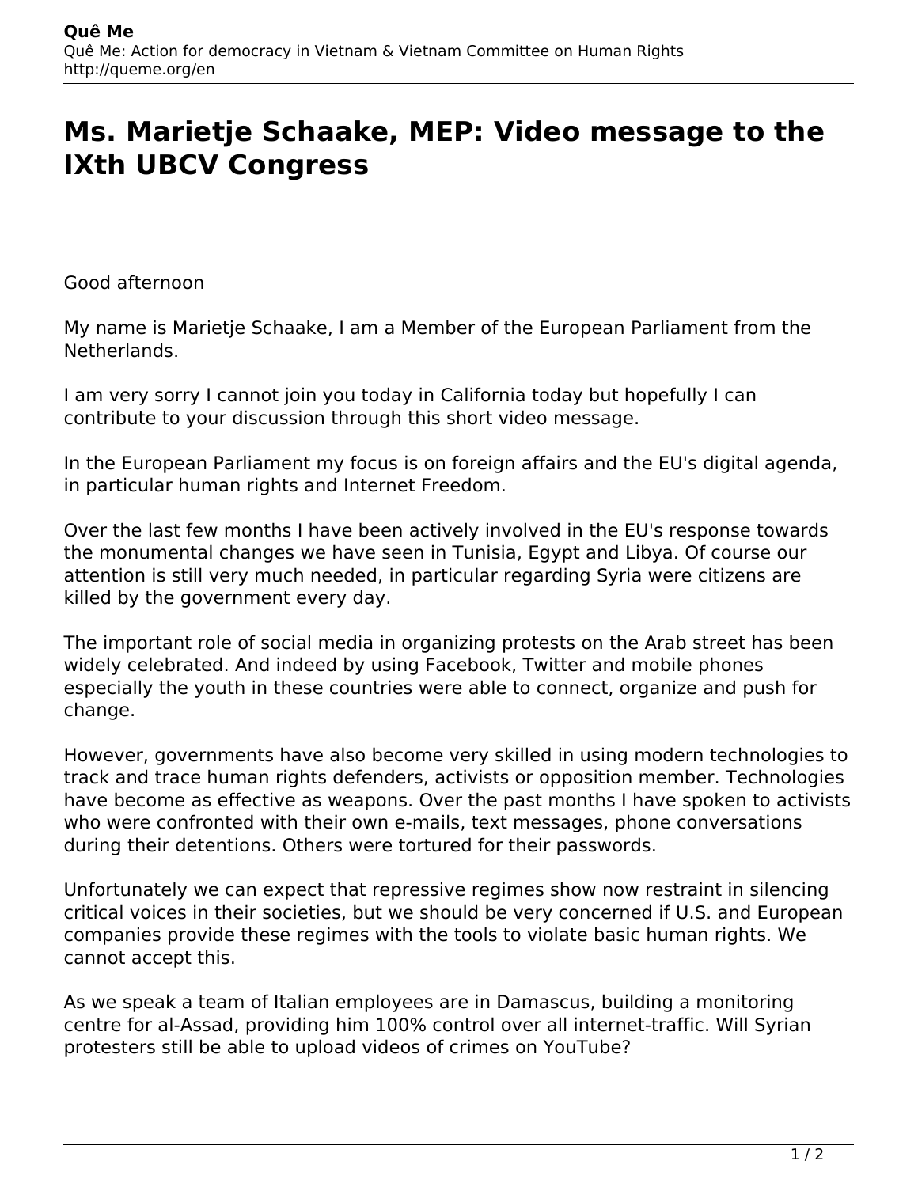# Ms. Marietje Schaake, MEP: Video message to the IXth UBCV Congress

Good afternoon

My name is Marietje Schaake, I am a Member of the European Parliament from the Netherlands.

I am very sorry I cannot join you today in California today but hopefully I can contribute to your discussion through this short video message.

In the European Parliament my focus is on foreign affairs and the EU's digital agenda, in particular human rights and Internet Freedom.

Over the last few months I have been actively involved in the EU's response towards the monumental changes we have seen in Tunisia, Egypt and Libya. Of course our attention is still very much needed, in particular regarding Syria were citizens are killed by the government every day.

The important role of social media in organizing protests on the Arab street has been widely celebrated. And indeed by using Facebook, Twitter and mobile phones especially the youth in these countries were able to connect, organize and push for change.

However, governments have also become very skilled in using modern technologies to track and trace human rights defenders, activists or opposition member. Technologies have become as effective as weapons. Over the past months I have spoken to activists who were confronted with their own e-mails, text messages, phone conversations during their detentions. Others were tortured for their passwords.

Unfortunately we can expect that repressive regimes show now restraint in silencing critical voices in their societies, but we should be very concerned if U.S. and European companies provide these regimes with the tools to violate basic human rights. We cannot accept this.

As we speak a team of Italian employees are in Damascus, building a monitoring centre for al-Assad, providing him 100% control over all internet-traffic. Will Syrian protesters still be able to upload videos of crimes on YouTube?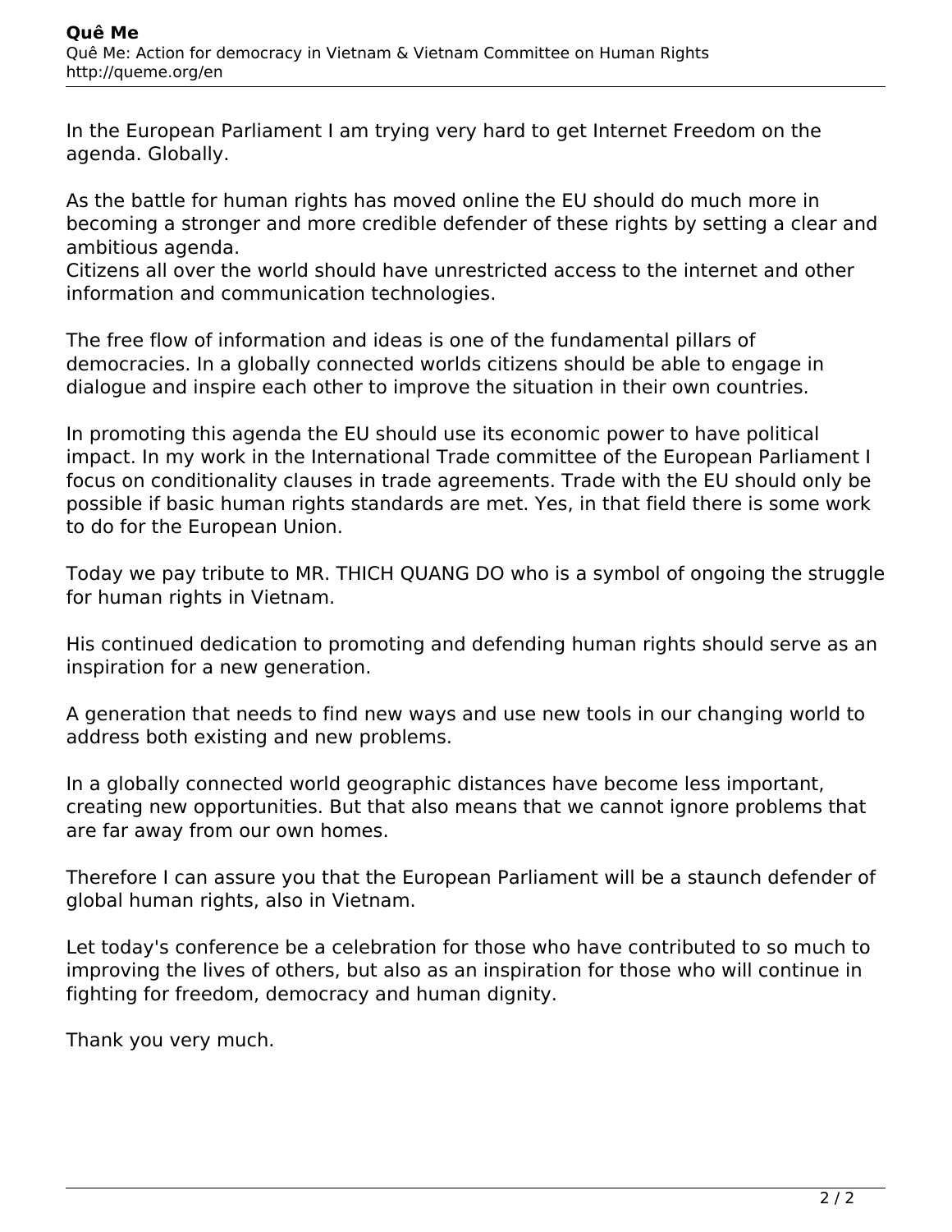In the European Parliament I am trying very hard to get Internet Freedom on the agenda. Globally.

As the battle for human rights has moved online the EU should do much more in becoming a stronger and more credible defender of these rights by setting a clear and ambitious agenda.
Citizens all over the world should have unrestricted access to the internet and other information and communication technologies.

The free flow of information and ideas is one of the fundamental pillars of democracies. In a globally connected worlds citizens should be able to engage in dialogue and inspire each other to improve the situation in their own countries.

In promoting this agenda the EU should use its economic power to have political impact. In my work in the International Trade committee of the European Parliament I focus on conditionality clauses in trade agreements. Trade with the EU should only be possible if basic human rights standards are met. Yes, in that field there is some work to do for the European Union.

Today we pay tribute to MR. THICH QUANG DO who is a symbol of ongoing the struggle for human rights in Vietnam.

His continued dedication to promoting and defending human rights should serve as an inspiration for a new generation.

A generation that needs to find new ways and use new tools in our changing world to address both existing and new problems.

In a globally connected world geographic distances have become less important, creating new opportunities. But that also means that we cannot ignore problems that are far away from our own homes.

Therefore I can assure you that the European Parliament will be a staunch defender of global human rights, also in Vietnam.

Let today's conference be a celebration for those who have contributed to so much to improving the lives of others, but also as an inspiration for those who will continue in fighting for freedom, democracy and human dignity.

Thank you very much.